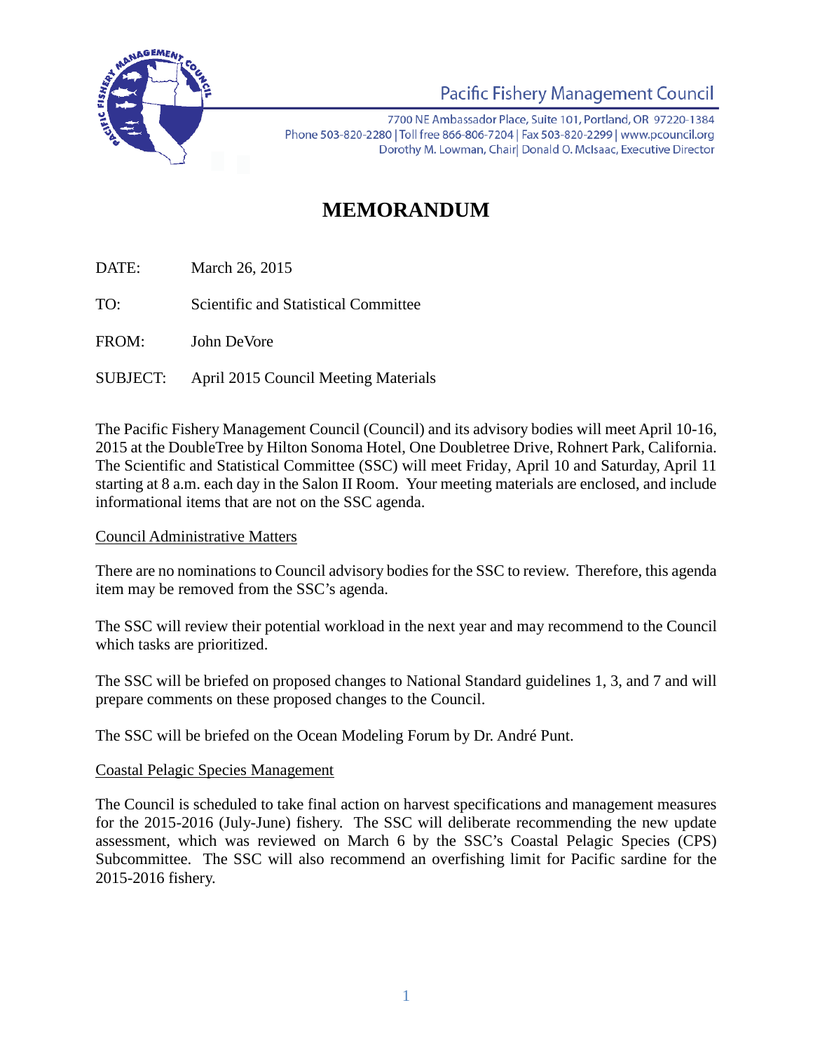Pacific Fishery Management Council

7700 NE Ambassador Place, Suite 101, Portland, OR 97220-1384
Phone 503-820-2280 | Toll free 866-806-7204 | Fax 503-820-2299 | www.pcouncil.org
Dorothy M. Lowman, Chair| Donald O. McIsaac, Executive Director

# MEMORANDUM

DATE: March 26, 2015

TO: Scientific and Statistical Committee

FROM: John DeVore

SUBJECT: April 2015 Council Meeting Materials

The Pacific Fishery Management Council (Council) and its advisory bodies will meet April 10-16, 2015 at the DoubleTree by Hilton Sonoma Hotel, One Doubletree Drive, Rohnert Park, California. The Scientific and Statistical Committee (SSC) will meet Friday, April 10 and Saturday, April 11 starting at 8 a.m. each day in the Salon II Room. Your meeting materials are enclosed, and include informational items that are not on the SSC agenda.

Council Administrative Matters

There are no nominations to Council advisory bodies for the SSC to review. Therefore, this agenda item may be removed from the SSC's agenda.

The SSC will review their potential workload in the next year and may recommend to the Council which tasks are prioritized.

The SSC will be briefed on proposed changes to National Standard guidelines 1, 3, and 7 and will prepare comments on these proposed changes to the Council.

The SSC will be briefed on the Ocean Modeling Forum by Dr. André Punt.

Coastal Pelagic Species Management

The Council is scheduled to take final action on harvest specifications and management measures for the 2015-2016 (July-June) fishery. The SSC will deliberate recommending the new update assessment, which was reviewed on March 6 by the SSC's Coastal Pelagic Species (CPS) Subcommittee. The SSC will also recommend an overfishing limit for Pacific sardine for the 2015-2016 fishery.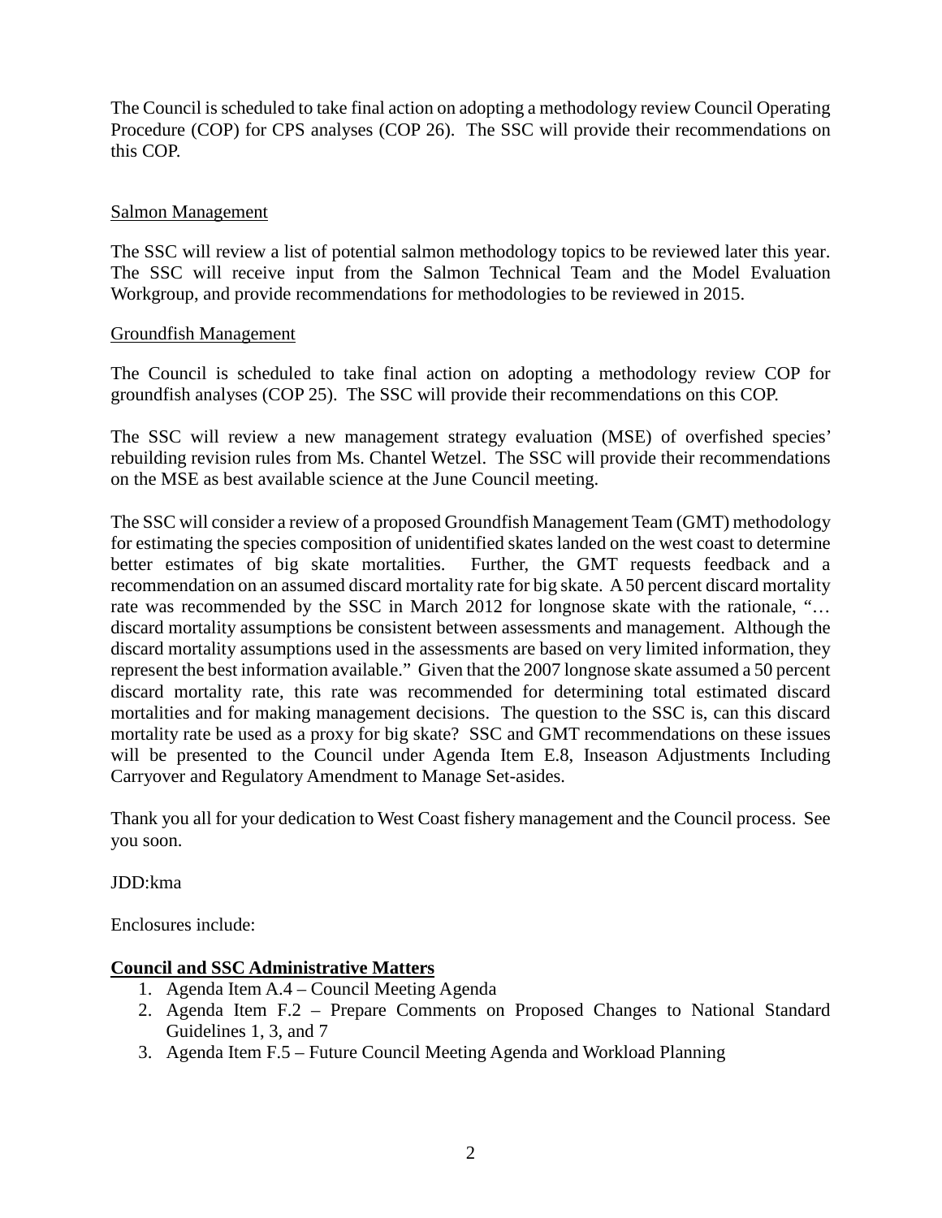The Council is scheduled to take final action on adopting a methodology review Council Operating Procedure (COP) for CPS analyses (COP 26). The SSC will provide their recommendations on this COP.

Salmon Management

The SSC will review a list of potential salmon methodology topics to be reviewed later this year. The SSC will receive input from the Salmon Technical Team and the Model Evaluation Workgroup, and provide recommendations for methodologies to be reviewed in 2015.

Groundfish Management

The Council is scheduled to take final action on adopting a methodology review COP for groundfish analyses (COP 25). The SSC will provide their recommendations on this COP.

The SSC will review a new management strategy evaluation (MSE) of overfished species' rebuilding revision rules from Ms. Chantel Wetzel. The SSC will provide their recommendations on the MSE as best available science at the June Council meeting.

The SSC will consider a review of a proposed Groundfish Management Team (GMT) methodology for estimating the species composition of unidentified skates landed on the west coast to determine better estimates of big skate mortalities. Further, the GMT requests feedback and a recommendation on an assumed discard mortality rate for big skate. A 50 percent discard mortality rate was recommended by the SSC in March 2012 for longnose skate with the rationale, "… discard mortality assumptions be consistent between assessments and management. Although the discard mortality assumptions used in the assessments are based on very limited information, they represent the best information available." Given that the 2007 longnose skate assumed a 50 percent discard mortality rate, this rate was recommended for determining total estimated discard mortalities and for making management decisions. The question to the SSC is, can this discard mortality rate be used as a proxy for big skate? SSC and GMT recommendations on these issues will be presented to the Council under Agenda Item E.8, Inseason Adjustments Including Carryover and Regulatory Amendment to Manage Set-asides.

Thank you all for your dedication to West Coast fishery management and the Council process. See you soon.

JDD:kma

Enclosures include:

**Council and SSC Administrative Matters**

1. Agenda Item A.4 – Council Meeting Agenda
2. Agenda Item F.2 – Prepare Comments on Proposed Changes to National Standard Guidelines 1, 3, and 7
3. Agenda Item F.5 – Future Council Meeting Agenda and Workload Planning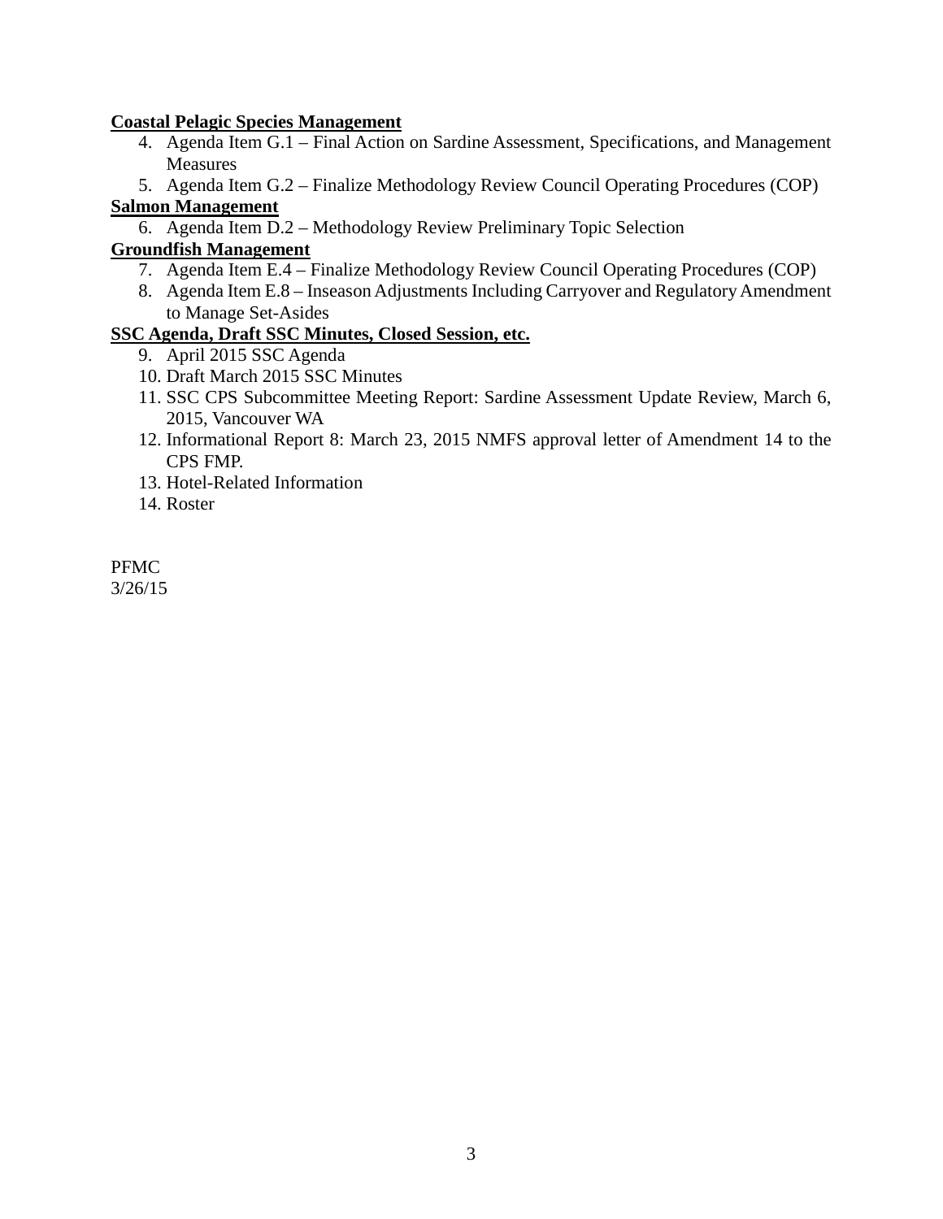**Coastal Pelagic Species Management**

4. Agenda Item G.1 – Final Action on Sardine Assessment, Specifications, and Management Measures
5. Agenda Item G.2 – Finalize Methodology Review Council Operating Procedures (COP)

**Salmon Management**

6. Agenda Item D.2 – Methodology Review Preliminary Topic Selection

**Groundfish Management**

7. Agenda Item E.4 – Finalize Methodology Review Council Operating Procedures (COP)
8. Agenda Item E.8 – Inseason Adjustments Including Carryover and Regulatory Amendment to Manage Set-Asides

**SSC Agenda, Draft SSC Minutes, Closed Session, etc.**

9. April 2015 SSC Agenda
10. Draft March 2015 SSC Minutes
11. SSC CPS Subcommittee Meeting Report: Sardine Assessment Update Review, March 6, 2015, Vancouver WA
12. Informational Report 8: March 23, 2015 NMFS approval letter of Amendment 14 to the CPS FMP.
13. Hotel-Related Information
14. Roster

PFMC
3/26/15